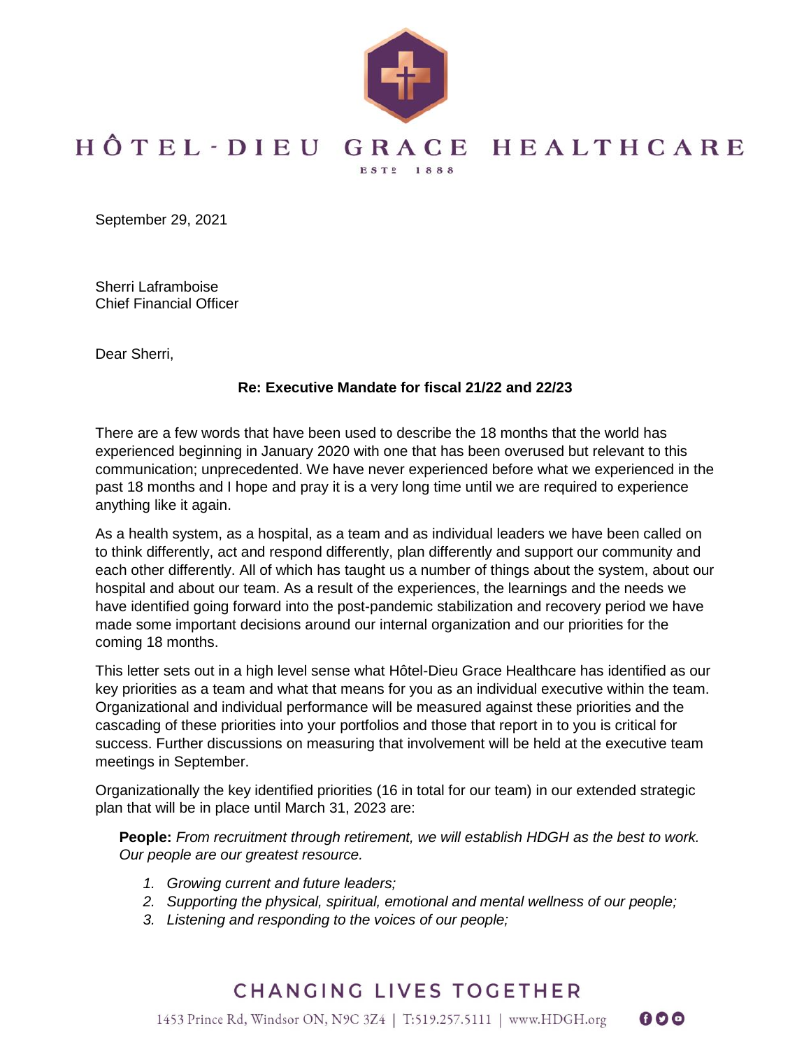# HÔTEL-DIEU GRACE HEALTHCARE

ESTD 1888

September 29, 2021

Sherri Laframboise
Chief Financial Officer

Dear Sherri,

**Re: Executive Mandate for fiscal 21/22 and 22/23**

There are a few words that have been used to describe the 18 months that the world has experienced beginning in January 2020 with one that has been overused but relevant to this communication; unprecedented. We have never experienced before what we experienced in the past 18 months and I hope and pray it is a very long time until we are required to experience anything like it again.

As a health system, as a hospital, as a team and as individual leaders we have been called on to think differently, act and respond differently, plan differently and support our community and each other differently. All of which has taught us a number of things about the system, about our hospital and about our team. As a result of the experiences, the learnings and the needs we have identified going forward into the post-pandemic stabilization and recovery period we have made some important decisions around our internal organization and our priorities for the coming 18 months.

This letter sets out in a high level sense what Hôtel-Dieu Grace Healthcare has identified as our key priorities as a team and what that means for you as an individual executive within the team. Organizational and individual performance will be measured against these priorities and the cascading of these priorities into your portfolios and those that report in to you is critical for success. Further discussions on measuring that involvement will be held at the executive team meetings in September.

Organizationally the key identified priorities (16 in total for our team) in our extended strategic plan that will be in place until March 31, 2023 are:

**People:** *From recruitment through retirement, we will establish HDGH as the best to work. Our people are our greatest resource.*

1. *Growing current and future leaders;*
2. *Supporting the physical, spiritual, emotional and mental wellness of our people;*
3. *Listening and responding to the voices of our people;*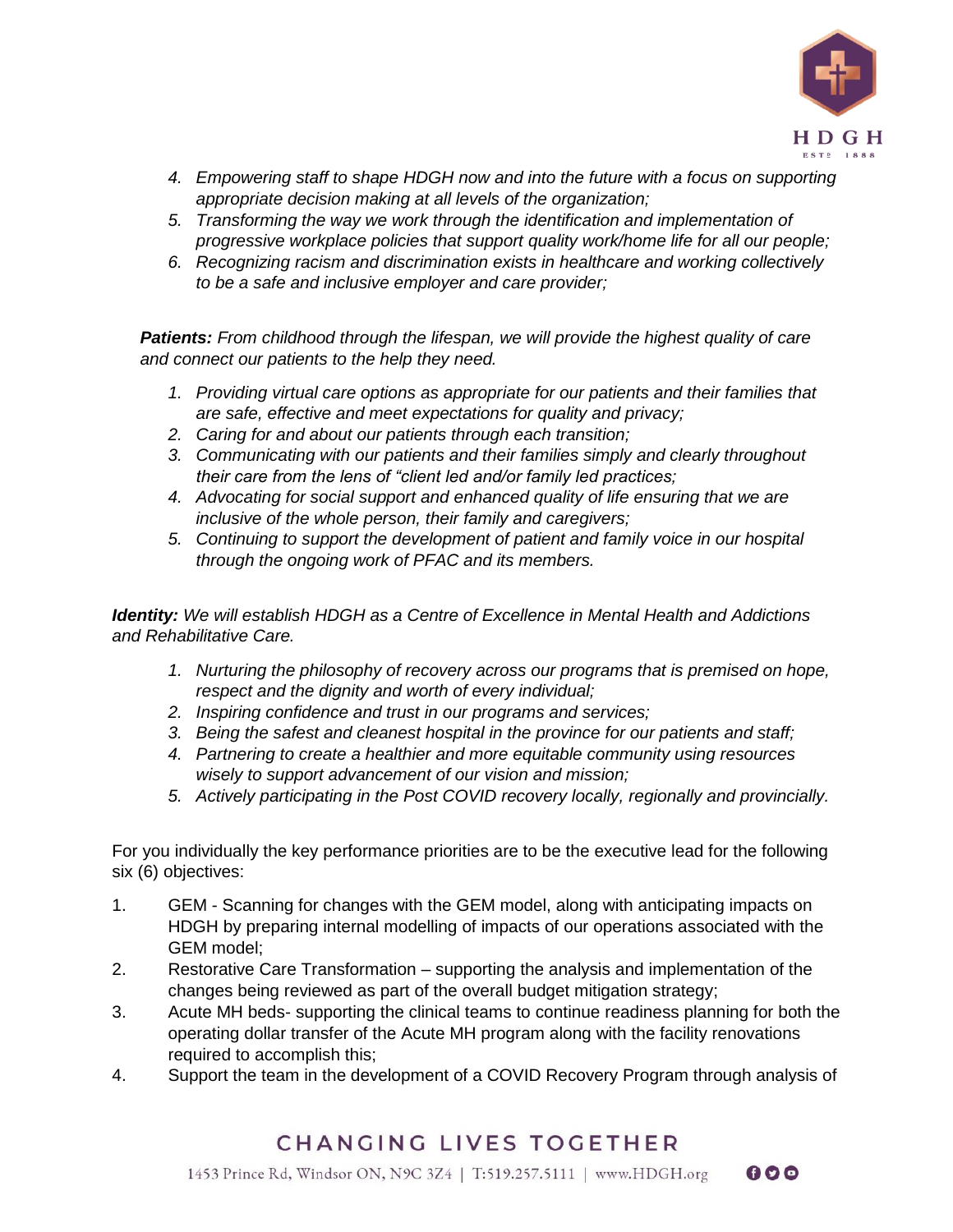4. *Empowering staff to shape HDGH now and into the future with a focus on supporting appropriate decision making at all levels of the organization;*
5. *Transforming the way we work through the identification and implementation of progressive workplace policies that support quality work/home life for all our people;*
6. *Recognizing racism and discrimination exists in healthcare and working collectively to be a safe and inclusive employer and care provider;*

***Patients:*** *From childhood through the lifespan, we will provide the highest quality of care and connect our patients to the help they need.*

1. *Providing virtual care options as appropriate for our patients and their families that are safe, effective and meet expectations for quality and privacy;*
2. *Caring for and about our patients through each transition;*
3. *Communicating with our patients and their families simply and clearly throughout their care from the lens of "client led and/or family led practices;*
4. *Advocating for social support and enhanced quality of life ensuring that we are inclusive of the whole person, their family and caregivers;*
5. *Continuing to support the development of patient and family voice in our hospital through the ongoing work of PFAC and its members.*

***Identity:*** *We will establish HDGH as a Centre of Excellence in Mental Health and Addictions and Rehabilitative Care.*

1. *Nurturing the philosophy of recovery across our programs that is premised on hope, respect and the dignity and worth of every individual;*
2. *Inspiring confidence and trust in our programs and services;*
3. *Being the safest and cleanest hospital in the province for our patients and staff;*
4. *Partnering to create a healthier and more equitable community using resources wisely to support advancement of our vision and mission;*
5. *Actively participating in the Post COVID recovery locally, regionally and provincially.*

For you individually the key performance priorities are to be the executive lead for the following six (6) objectives:

1. GEM - Scanning for changes with the GEM model, along with anticipating impacts on HDGH by preparing internal modelling of impacts of our operations associated with the GEM model;
2. Restorative Care Transformation – supporting the analysis and implementation of the changes being reviewed as part of the overall budget mitigation strategy;
3. Acute MH beds- supporting the clinical teams to continue readiness planning for both the operating dollar transfer of the Acute MH program along with the facility renovations required to accomplish this;
4. Support the team in the development of a COVID Recovery Program through analysis of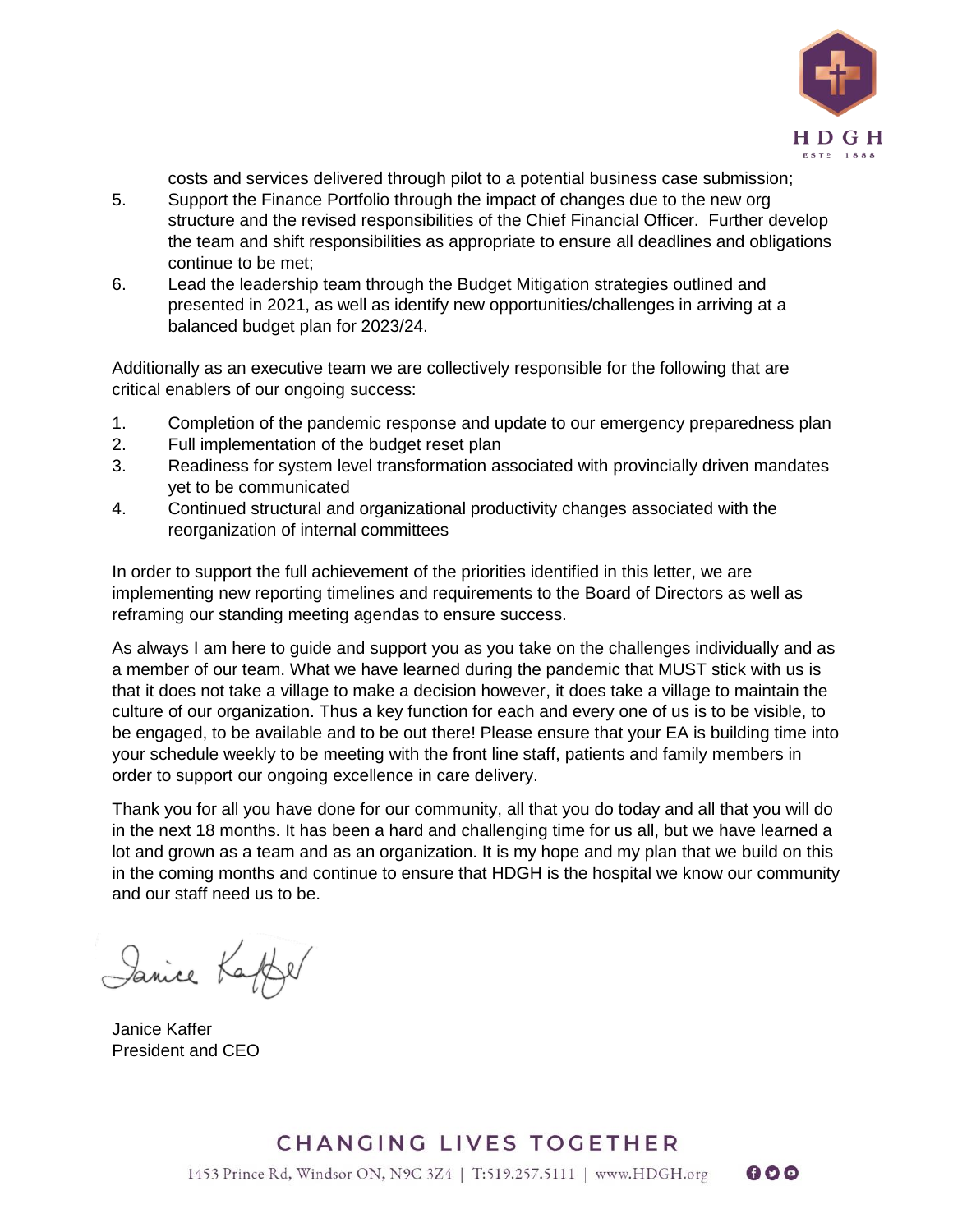costs and services delivered through pilot to a potential business case submission;

5. Support the Finance Portfolio through the impact of changes due to the new org structure and the revised responsibilities of the Chief Financial Officer. Further develop the team and shift responsibilities as appropriate to ensure all deadlines and obligations continue to be met;
6. Lead the leadership team through the Budget Mitigation strategies outlined and presented in 2021, as well as identify new opportunities/challenges in arriving at a balanced budget plan for 2023/24.

Additionally as an executive team we are collectively responsible for the following that are critical enablers of our ongoing success:

1. Completion of the pandemic response and update to our emergency preparedness plan
2. Full implementation of the budget reset plan
3. Readiness for system level transformation associated with provincially driven mandates yet to be communicated
4. Continued structural and organizational productivity changes associated with the reorganization of internal committees

In order to support the full achievement of the priorities identified in this letter, we are implementing new reporting timelines and requirements to the Board of Directors as well as reframing our standing meeting agendas to ensure success.

As always I am here to guide and support you as you take on the challenges individually and as a member of our team. What we have learned during the pandemic that MUST stick with us is that it does not take a village to make a decision however, it does take a village to maintain the culture of our organization. Thus a key function for each and every one of us is to be visible, to be engaged, to be available and to be out there! Please ensure that your EA is building time into your schedule weekly to be meeting with the front line staff, patients and family members in order to support our ongoing excellence in care delivery.

Thank you for all you have done for our community, all that you do today and all that you will do in the next 18 months. It has been a hard and challenging time for us all, but we have learned a lot and grown as a team and as an organization. It is my hope and my plan that we build on this in the coming months and continue to ensure that HDGH is the hospital we know our community and our staff need us to be.

Janice Kaffer
President and CEO